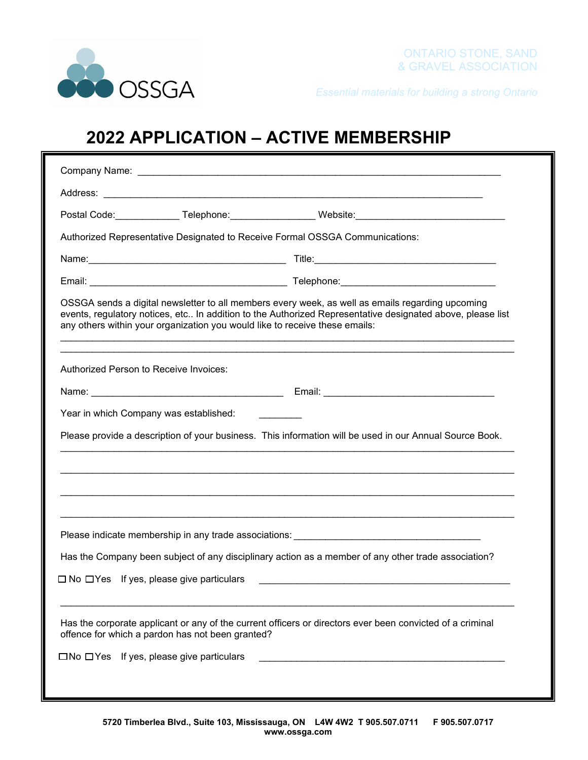OSSGA

ONTARIO STONE, SAND & GRAVEL ASSOCIATION

*Essential materials for building a strong Ontario*

# 2022 APPLICATION – ACTIVE MEMBERSHIP

Company Name: ______________________________________________________________

Address: ___________________________________________________________________

Postal Code:____________ Telephone:________________ Website:____________________________

Authorized Representative Designated to Receive Formal OSSGA Communications:

Name:______________________________________ Title:___________________________________

Email: ______________________________________ Telephone:______________________________

OSSGA sends a digital newsletter to all members every week, as well as emails regarding upcoming events, regulatory notices, etc.. In addition to the Authorized Representative designated above, please list any others within your organization you would like to receive these emails:

_____________________________________________________________________________________

_____________________________________________________________________________________

Authorized Person to Receive Invoices:

Name: _____________________________________ Email: _________________________________

Year in which Company was established: ________

Please provide a description of your business. This information will be used in our Annual Source Book.

_____________________________________________________________________________________

_____________________________________________________________________________________

_____________________________________________________________________________________

_____________________________________________________________________________________

Please indicate membership in any trade associations: ___________________________________

Has the Company been subject of any disciplinary action as a member of any other trade association?

☐ No ☐ Yes If yes, please give particulars _________________________________________________

_____________________________________________________________________________________

Has the corporate applicant or any of the current officers or directors ever been convicted of a criminal offence for which a pardon has not been granted?

☐ No ☐ Yes If yes, please give particulars _________________________________________________

5720 Timberlea Blvd., Suite 103, Mississauga, ON L4W 4W2 T 905.507.0711 F 905.507.0717
www.ossga.com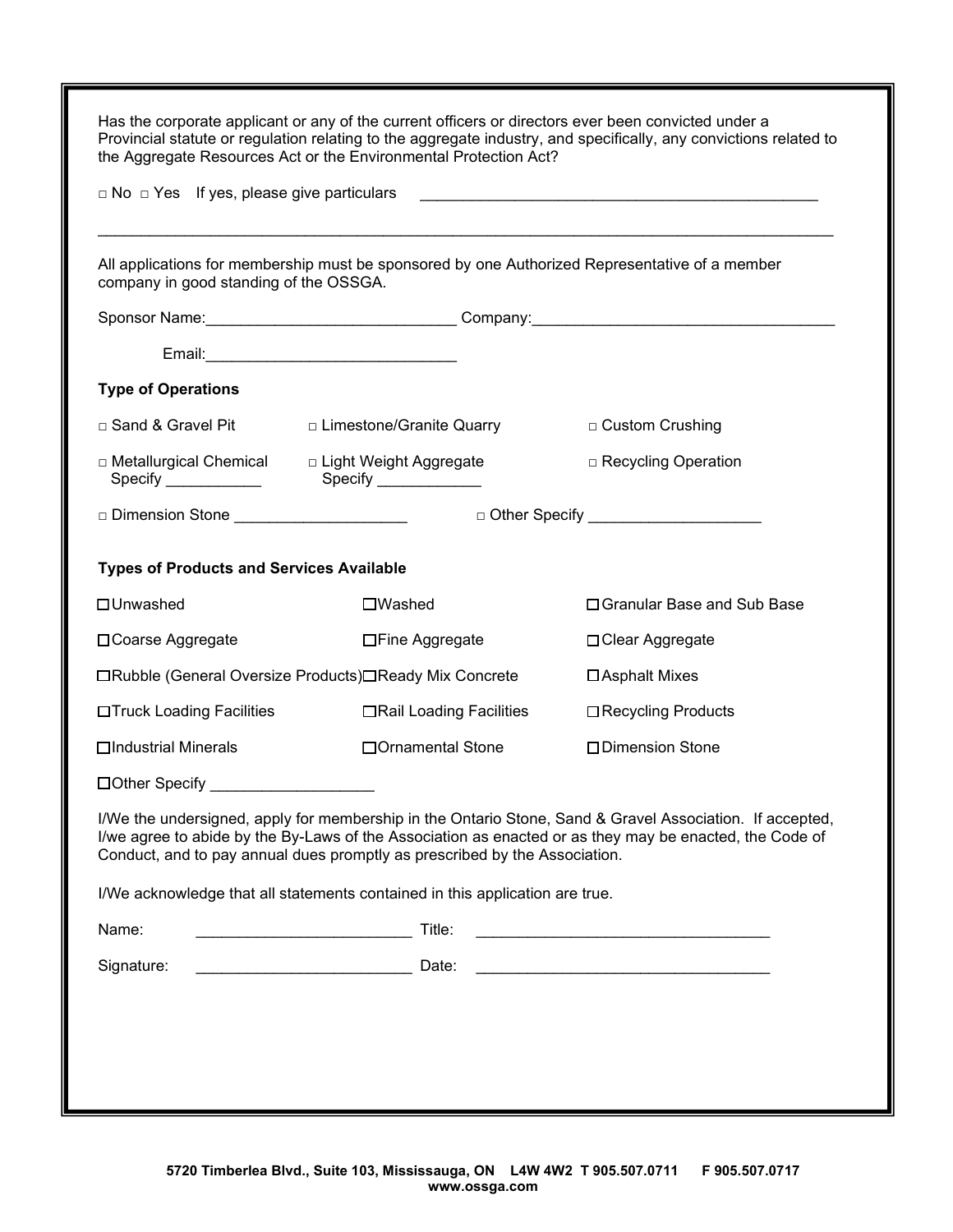Has the corporate applicant or any of the current officers or directors ever been convicted under a Provincial statute or regulation relating to the aggregate industry, and specifically, any convictions related to the Aggregate Resources Act or the Environmental Protection Act?

□ No □ Yes If yes, please give particulars _______________________________________________

_______________________________________________________________________________________

All applications for membership must be sponsored by one Authorized Representative of a member company in good standing of the OSSGA.

Sponsor Name:_____________________________ Company:___________________________________

Email:_____________________________

**Type of Operations**

□ Sand & Gravel Pit

□ Limestone/Granite Quarry

□ Custom Crushing

□ Metallurgical Chemical Specify ___________

□ Light Weight Aggregate Specify ____________

□ Recycling Operation

□ Dimension Stone ____________________

□ Other Specify ____________________

**Types of Products and Services Available**

☐ Unwashed

☐ Washed

☐ Granular Base and Sub Base

☐ Coarse Aggregate

☐ Fine Aggregate

☐ Clear Aggregate

☐ Rubble (General Oversize Products)

☐ Ready Mix Concrete

☐ Asphalt Mixes

☐ Truck Loading Facilities

☐ Rail Loading Facilities

☐ Recycling Products

☐ Industrial Minerals

☐ Ornamental Stone

☐ Dimension Stone

☐ Other Specify ___________________

I/We the undersigned, apply for membership in the Ontario Stone, Sand & Gravel Association. If accepted, I/we agree to abide by the By-Laws of the Association as enacted or as they may be enacted, the Code of Conduct, and to pay annual dues promptly as prescribed by the Association.

I/We acknowledge that all statements contained in this application are true.

Name: _________________________ Title: __________________________________

Signature: _________________________ Date: __________________________________

**5720 Timberlea Blvd., Suite 103, Mississauga, ON L4W 4W2 T 905.507.0711 F 905.507.0717**
**www.ossga.com**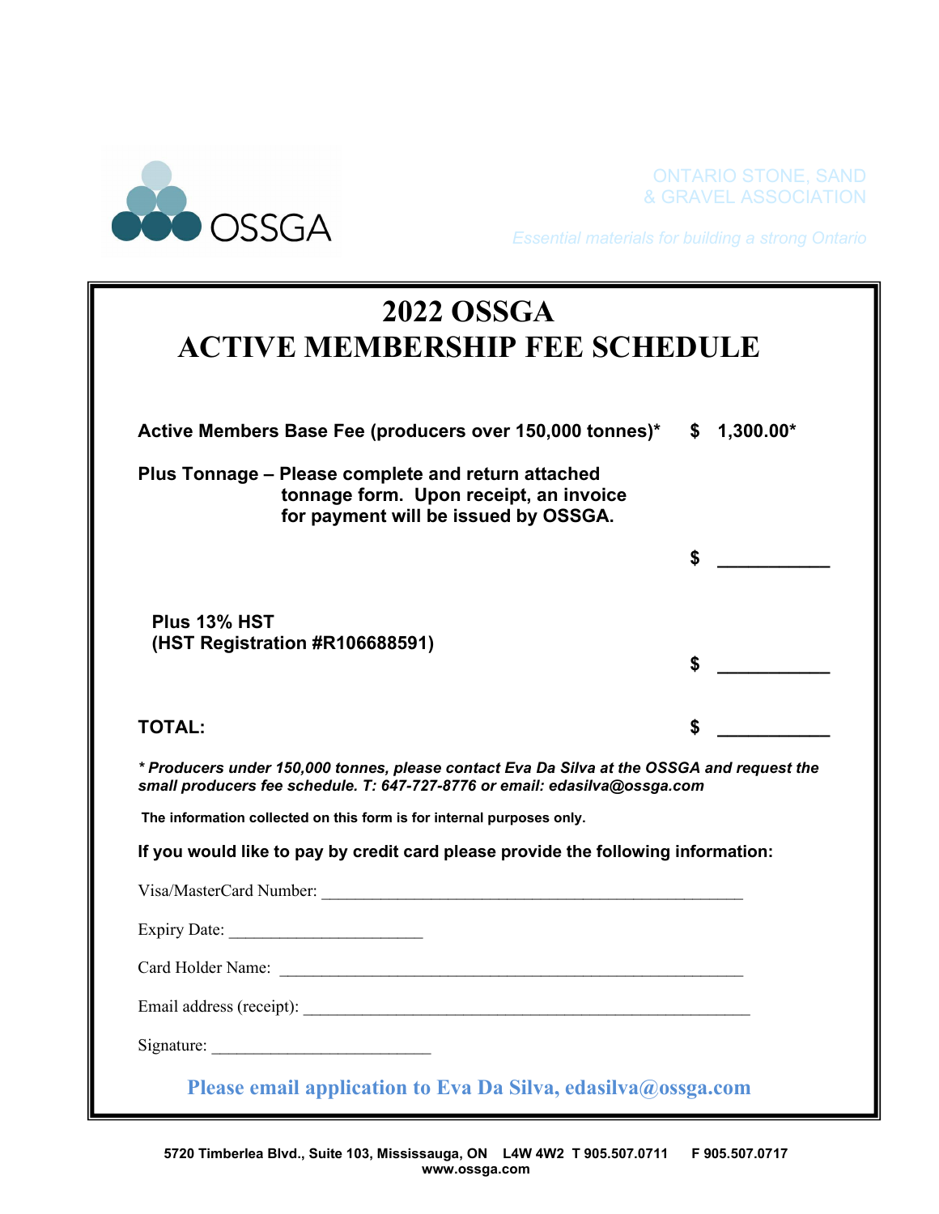OSSGA

ONTARIO STONE, SAND & GRAVEL ASSOCIATION

*Essential materials for building a strong Ontario*

# 2022 OSSGA
# ACTIVE MEMBERSHIP FEE SCHEDULE

**Active Members Base Fee (producers over 150,000 tonnes)*** **$ 1,300.00***

**Plus Tonnage – Please complete and return attached tonnage form. Upon receipt, an invoice for payment will be issued by OSSGA.**

**$ ___________**

**Plus 13% HST**
**(HST Registration #R106688591)**

**$ ___________**

**TOTAL:** **$ ___________**

***\* Producers under 150,000 tonnes, please contact Eva Da Silva at the OSSGA and request the small producers fee schedule. T: 647-727-8776 or email: edasilva@ossga.com***

**The information collected on this form is for internal purposes only.**

**If you would like to pay by credit card please provide the following information:**

Visa/MasterCard Number: ____________________________________________________

Expiry Date: _______________________

Card Holder Name: ________________________________________________________

Email address (receipt): ______________________________________________________

Signature: __________________________

**Please email application to Eva Da Silva, edasilva@ossga.com**

5720 Timberlea Blvd., Suite 103, Mississauga, ON L4W 4W2 T 905.507.0711 F 905.507.0717
www.ossga.com